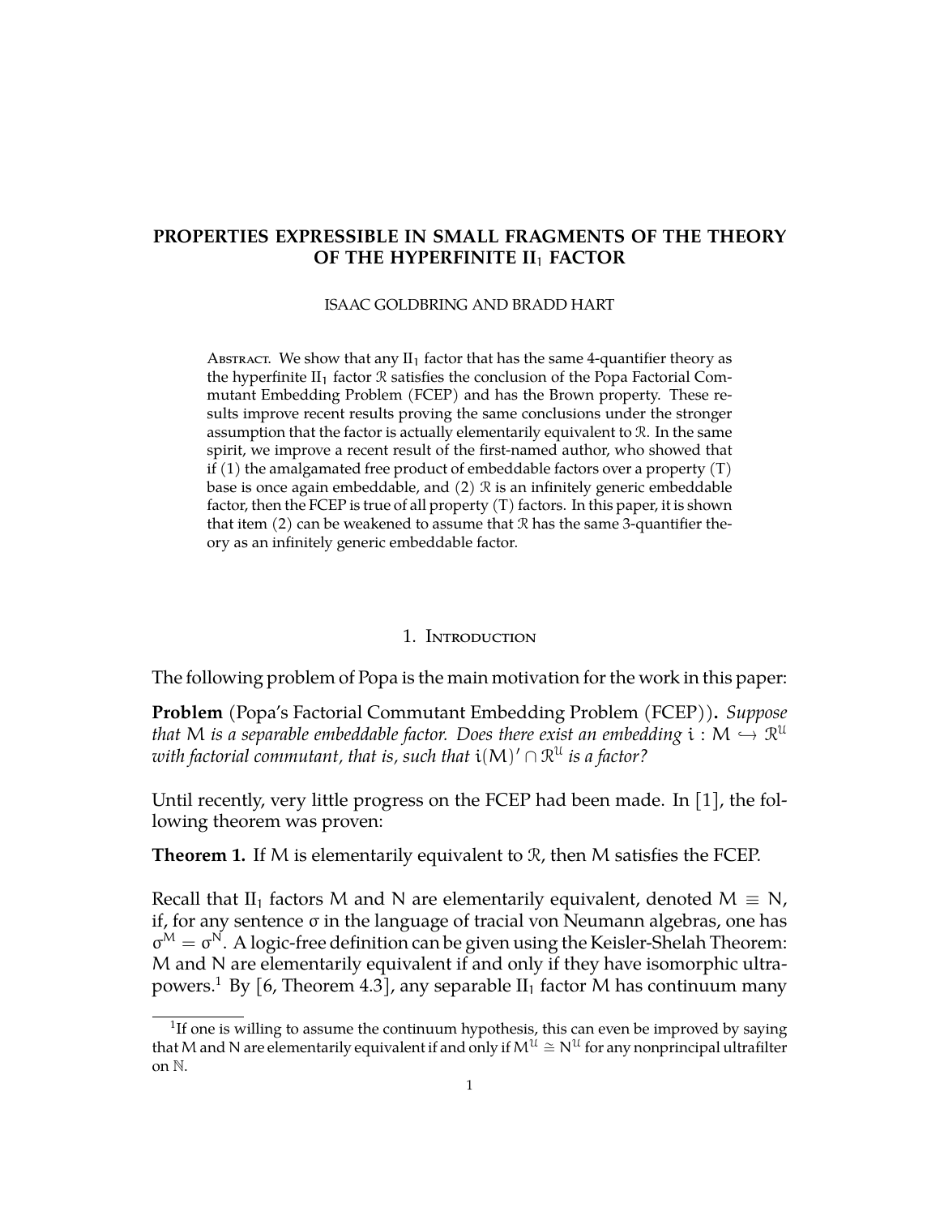# PROPERTIES EXPRESSIBLE IN SMALL FRAGMENTS OF THE THEORY OF THE HYPERFINITE $\mathrm{II}_1$ FACTOR

ISAAC GOLDBRING AND BRADD HART

Abstract. We show that any $\mathrm{II}_1$ factor that has the same 4-quantifier theory as the hyperfinite $\mathrm{II}_1$ factor $\mathcal{R}$ satisfies the conclusion of the Popa Factorial Commutant Embedding Problem (FCEP) and has the Brown property. These results improve recent results proving the same conclusions under the stronger assumption that the factor is actually elementarily equivalent to $\mathcal{R}$. In the same spirit, we improve a recent result of the first-named author, who showed that if (1) the amalgamated free product of embeddable factors over a property (T) base is once again embeddable, and (2) $\mathcal{R}$ is an infinitely generic embeddable factor, then the FCEP is true of all property (T) factors. In this paper, it is shown that item (2) can be weakened to assume that $\mathcal{R}$ has the same 3-quantifier theory as an infinitely generic embeddable factor.

## 1. Introduction

The following problem of Popa is the main motivation for the work in this paper:

**Problem** (Popa's Factorial Commutant Embedding Problem (FCEP)). *Suppose that $M$ is a separable embeddable factor. Does there exist an embedding $i : M \hookrightarrow \mathcal{R}^{\mathcal{U}}$ with factorial commutant, that is, such that $i(M)' \cap \mathcal{R}^{\mathcal{U}}$ is a factor?*

Until recently, very little progress on the FCEP had been made. In [1], the following theorem was proven:

**Theorem 1.** If $M$ is elementarily equivalent to $\mathcal{R}$, then $M$ satisfies the FCEP.

Recall that $\mathrm{II}_1$ factors $M$ and $N$ are elementarily equivalent, denoted $M \equiv N$, if, for any sentence $\sigma$ in the language of tracial von Neumann algebras, one has $\sigma^M = \sigma^N$. A logic-free definition can be given using the Keisler-Shelah Theorem: $M$ and $N$ are elementarily equivalent if and only if they have isomorphic ultrapowers.[1] By [6, Theorem 4.3], any separable $\mathrm{II}_1$ factor $M$ has continuum many

[1] If one is willing to assume the continuum hypothesis, this can even be improved by saying that $M$ and $N$ are elementarily equivalent if and only if $M^{\mathcal{U}} \cong N^{\mathcal{U}}$ for any nonprincipal ultrafilter on $\mathbb{N}$.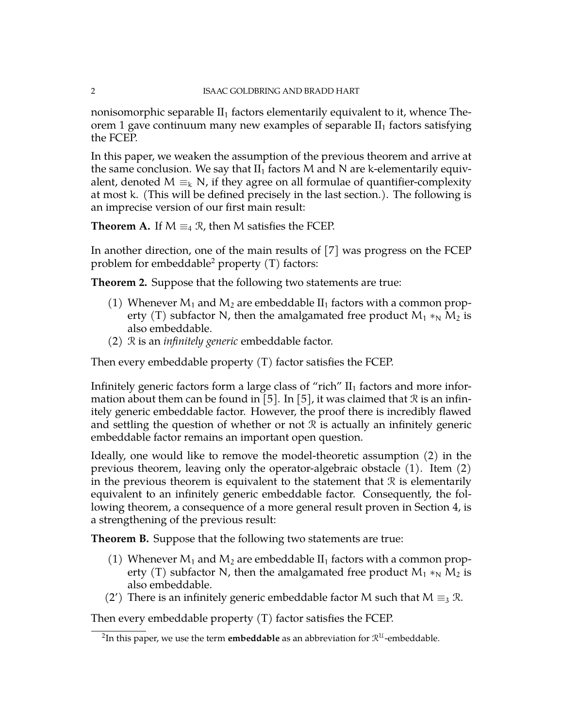nonisomorphic separable $\mathrm{II}_1$ factors elementarily equivalent to it, whence Theorem 1 gave continuum many new examples of separable $\mathrm{II}_1$ factors satisfying the FCEP.

In this paper, we weaken the assumption of the previous theorem and arrive at the same conclusion. We say that $\mathrm{II}_1$ factors M and N are k-elementarily equivalent, denoted $M \equiv_k N$, if they agree on all formulae of quantifier-complexity at most k. (This will be defined precisely in the last section.). The following is an imprecise version of our first main result:

**Theorem A.** If $M \equiv_4 \mathcal{R}$, then M satisfies the FCEP.

In another direction, one of the main results of [7] was progress on the FCEP problem for embeddable[2] property (T) factors:

**Theorem 2.** Suppose that the following two statements are true:

(1) Whenever $M_1$ and $M_2$ are embeddable $\mathrm{II}_1$ factors with a common property (T) subfactor N, then the amalgamated free product $M_1 *_N M_2$ is also embeddable.
(2) $\mathcal{R}$ is an *infinitely generic* embeddable factor.

Then every embeddable property (T) factor satisfies the FCEP.

Infinitely generic factors form a large class of "rich" $\mathrm{II}_1$ factors and more information about them can be found in [5]. In [5], it was claimed that $\mathcal{R}$ is an infinitely generic embeddable factor. However, the proof there is incredibly flawed and settling the question of whether or not $\mathcal{R}$ is actually an infinitely generic embeddable factor remains an important open question.

Ideally, one would like to remove the model-theoretic assumption (2) in the previous theorem, leaving only the operator-algebraic obstacle (1). Item (2) in the previous theorem is equivalent to the statement that $\mathcal{R}$ is elementarily equivalent to an infinitely generic embeddable factor. Consequently, the following theorem, a consequence of a more general result proven in Section 4, is a strengthening of the previous result:

**Theorem B.** Suppose that the following two statements are true:

(1) Whenever $M_1$ and $M_2$ are embeddable $\mathrm{II}_1$ factors with a common property (T) subfactor N, then the amalgamated free product $M_1 *_N M_2$ is also embeddable.
(2′) There is an infinitely generic embeddable factor M such that $M \equiv_3 \mathcal{R}$.

Then every embeddable property (T) factor satisfies the FCEP.

[2] In this paper, we use the term **embeddable** as an abbreviation for $\mathcal{R}^{\mathcal{U}}$-embeddable.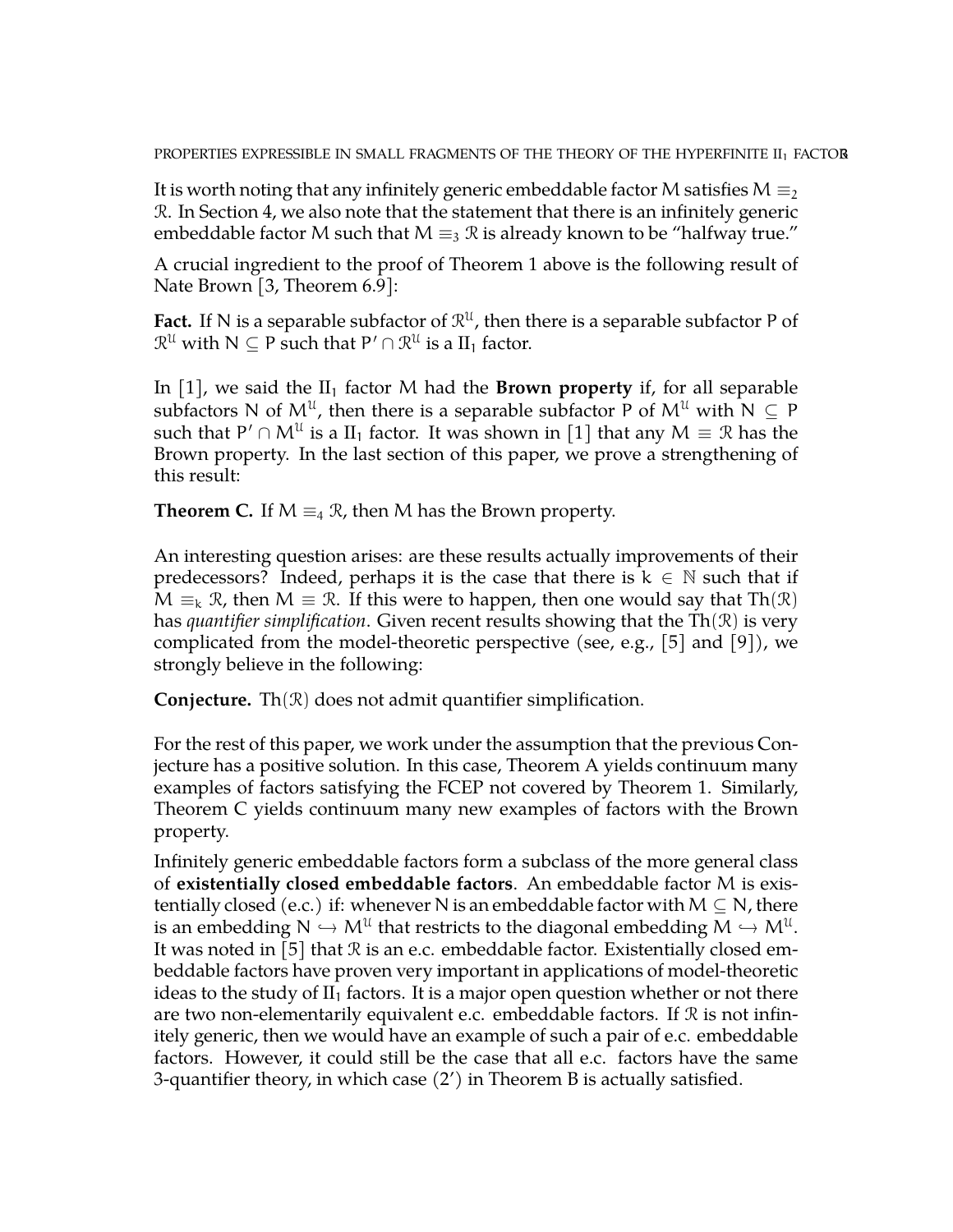It is worth noting that any infinitely generic embeddable factor $M$ satisfies $M \equiv_2 \mathcal{R}$. In Section 4, we also note that the statement that there is an infinitely generic embeddable factor $M$ such that $M \equiv_3 \mathcal{R}$ is already known to be "halfway true."

A crucial ingredient to the proof of Theorem 1 above is the following result of Nate Brown [3, Theorem 6.9]:

**Fact.** If $N$ is a separable subfactor of $\mathcal{R}^{\mathcal{U}}$, then there is a separable subfactor $P$ of $\mathcal{R}^{\mathcal{U}}$ with $N \subseteq P$ such that $P' \cap \mathcal{R}^{\mathcal{U}}$ is a $\mathrm{II}_1$ factor.

In [1], we said the $\mathrm{II}_1$ factor $M$ had the **Brown property** if, for all separable subfactors $N$ of $M^{\mathcal{U}}$, then there is a separable subfactor $P$ of $M^{\mathcal{U}}$ with $N \subseteq P$ such that $P' \cap M^{\mathcal{U}}$ is a $\mathrm{II}_1$ factor. It was shown in [1] that any $M \equiv \mathcal{R}$ has the Brown property. In the last section of this paper, we prove a strengthening of this result:

**Theorem C.** If $M \equiv_4 \mathcal{R}$, then $M$ has the Brown property.

An interesting question arises: are these results actually improvements of their predecessors? Indeed, perhaps it is the case that there is $k \in \mathbb{N}$ such that if $M \equiv_k \mathcal{R}$, then $M \equiv \mathcal{R}$. If this were to happen, then one would say that $\mathrm{Th}(\mathcal{R})$ has *quantifier simplification*. Given recent results showing that the $\mathrm{Th}(\mathcal{R})$ is very complicated from the model-theoretic perspective (see, e.g., [5] and [9]), we strongly believe in the following:

**Conjecture.** $\mathrm{Th}(\mathcal{R})$ does not admit quantifier simplification.

For the rest of this paper, we work under the assumption that the previous Conjecture has a positive solution. In this case, Theorem A yields continuum many examples of factors satisfying the FCEP not covered by Theorem 1. Similarly, Theorem C yields continuum many new examples of factors with the Brown property.

Infinitely generic embeddable factors form a subclass of the more general class of **existentially closed embeddable factors**. An embeddable factor $M$ is existentially closed (e.c.) if: whenever $N$ is an embeddable factor with $M \subseteq N$, there is an embedding $N \hookrightarrow M^{\mathcal{U}}$ that restricts to the diagonal embedding $M \hookrightarrow M^{\mathcal{U}}$. It was noted in [5] that $\mathcal{R}$ is an e.c. embeddable factor. Existentially closed embeddable factors have proven very important in applications of model-theoretic ideas to the study of $\mathrm{II}_1$ factors. It is a major open question whether or not there are two non-elementarily equivalent e.c. embeddable factors. If $\mathcal{R}$ is not infinitely generic, then we would have an example of such a pair of e.c. embeddable factors. However, it could still be the case that all e.c. factors have the same 3-quantifier theory, in which case (2') in Theorem B is actually satisfied.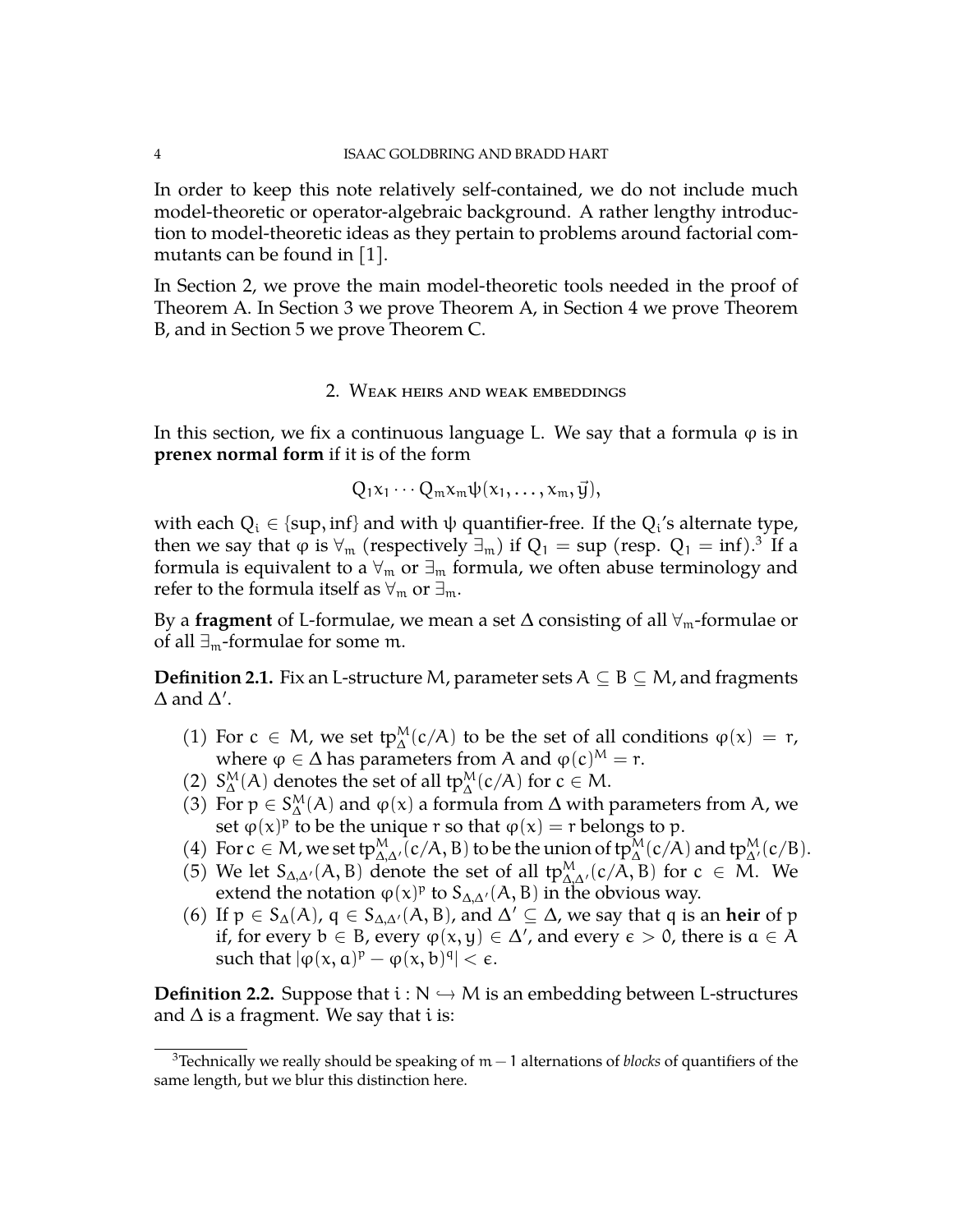In order to keep this note relatively self-contained, we do not include much model-theoretic or operator-algebraic background. A rather lengthy introduction to model-theoretic ideas as they pertain to problems around factorial commutants can be found in [1].

In Section 2, we prove the main model-theoretic tools needed in the proof of Theorem A. In Section 3 we prove Theorem A, in Section 4 we prove Theorem B, and in Section 5 we prove Theorem C.

## 2. Weak heirs and weak embeddings

In this section, we fix a continuous language L. We say that a formula $\varphi$ is in **prenex normal form** if it is of the form

$$Q_1 x_1 \cdots Q_m x_m \psi(x_1, \ldots, x_m, \vec{y}),$$

with each $Q_i \in \{\sup, \inf\}$ and with $\psi$ quantifier-free. If the $Q_i$'s alternate type, then we say that $\varphi$ is $\forall_m$ (respectively $\exists_m$) if $Q_1 = \sup$ (resp. $Q_1 = \inf$).[3] If a formula is equivalent to a $\forall_m$ or $\exists_m$ formula, we often abuse terminology and refer to the formula itself as $\forall_m$ or $\exists_m$.

By a **fragment** of L-formulae, we mean a set $\Delta$ consisting of all $\forall_m$-formulae or of all $\exists_m$-formulae for some $m$.

**Definition 2.1.** Fix an L-structure M, parameter sets $A \subseteq B \subseteq M$, and fragments $\Delta$ and $\Delta'$.

(1) For $c \in M$, we set $\text{tp}_\Delta^M(c/A)$ to be the set of all conditions $\varphi(x) = r$, where $\varphi \in \Delta$ has parameters from A and $\varphi(c)^M = r$.
(2) $S_\Delta^M(A)$ denotes the set of all $\text{tp}_\Delta^M(c/A)$ for $c \in M$.
(3) For $p \in S_\Delta^M(A)$ and $\varphi(x)$ a formula from $\Delta$ with parameters from A, we set $\varphi(x)^p$ to be the unique r so that $\varphi(x) = r$ belongs to p.
(4) For $c \in M$, we set $\text{tp}_{\Delta,\Delta'}^M(c/A, B)$ to be the union of $\text{tp}_\Delta^M(c/A)$ and $\text{tp}_{\Delta'}^M(c/B)$.
(5) We let $S_{\Delta,\Delta'}(A, B)$ denote the set of all $\text{tp}_{\Delta,\Delta'}^M(c/A, B)$ for $c \in M$. We extend the notation $\varphi(x)^p$ to $S_{\Delta,\Delta'}(A, B)$ in the obvious way.
(6) If $p \in S_\Delta(A)$, $q \in S_{\Delta,\Delta'}(A, B)$, and $\Delta' \subseteq \Delta$, we say that q is an **heir** of p if, for every $b \in B$, every $\varphi(x, y) \in \Delta'$, and every $\epsilon > 0$, there is $a \in A$ such that $|\varphi(x, a)^p - \varphi(x, b)^q| < \epsilon$.

**Definition 2.2.** Suppose that $i : N \hookrightarrow M$ is an embedding between L-structures and $\Delta$ is a fragment. We say that i is:

[3] Technically we really should be speaking of $m - 1$ alternations of *blocks* of quantifiers of the same length, but we blur this distinction here.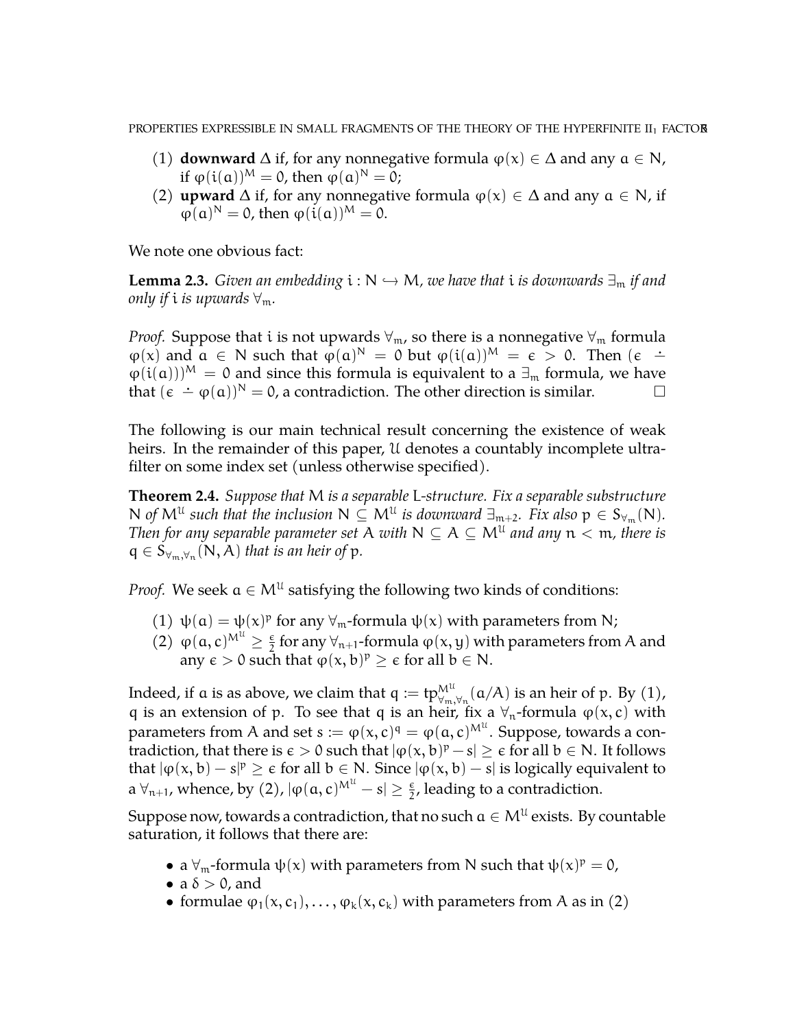(1) **downward** $\Delta$ if, for any nonnegative formula $\varphi(x) \in \Delta$ and any $a \in N$, if $\varphi(i(a))^M = 0$, then $\varphi(a)^N = 0$;
(2) **upward** $\Delta$ if, for any nonnegative formula $\varphi(x) \in \Delta$ and any $a \in N$, if $\varphi(a)^N = 0$, then $\varphi(i(a))^M = 0$.

We note one obvious fact:

**Lemma 2.3.** *Given an embedding $i : N \hookrightarrow M$, we have that $i$ is downwards $\exists_m$ if and only if $i$ is upwards $\forall_m$.*

*Proof.* Suppose that $i$ is not upwards $\forall_m$, so there is a nonnegative $\forall_m$ formula $\varphi(x)$ and $a \in N$ such that $\varphi(a)^N = 0$ but $\varphi(i(a))^M = \epsilon > 0$. Then $(\epsilon \dot{-} \varphi(i(a)))^M = 0$ and since this formula is equivalent to a $\exists_m$ formula, we have that $(\epsilon \dot{-} \varphi(a))^N = 0$, a contradiction. The other direction is similar. $\square$

The following is our main technical result concerning the existence of weak heirs. In the remainder of this paper, $\mathcal{U}$ denotes a countably incomplete ultrafilter on some index set (unless otherwise specified).

**Theorem 2.4.** *Suppose that $M$ is a separable $L$-structure. Fix a separable substructure $N$ of $M^{\mathcal{U}}$ such that the inclusion $N \subseteq M^{\mathcal{U}}$ is downward $\exists_{m+2}$. Fix also $p \in S_{\forall_m}(N)$. Then for any separable parameter set $A$ with $N \subseteq A \subseteq M^{\mathcal{U}}$ and any $n < m$, there is $q \in S_{\forall_m,\forall_n}(N, A)$ that is an heir of $p$.*

*Proof.* We seek $a \in M^{\mathcal{U}}$ satisfying the following two kinds of conditions:

(1) $\psi(a) = \psi(x)^p$ for any $\forall_m$-formula $\psi(x)$ with parameters from $N$;
(2) $\varphi(a, c)^{M^{\mathcal{U}}} \geq \frac{\epsilon}{2}$ for any $\forall_{n+1}$-formula $\varphi(x, y)$ with parameters from $A$ and any $\epsilon > 0$ such that $\varphi(x, b)^p \geq \epsilon$ for all $b \in N$.

Indeed, if $a$ is as above, we claim that $q := \mathrm{tp}^{M^{\mathcal{U}}}_{\forall_m,\forall_n}(a/A)$ is an heir of $p$. By (1), $q$ is an extension of $p$. To see that $q$ is an heir, fix a $\forall_n$-formula $\varphi(x, c)$ with parameters from $A$ and set $s := \varphi(x, c)^q = \varphi(a, c)^{M^{\mathcal{U}}}$. Suppose, towards a contradiction, that there is $\epsilon > 0$ such that $|\varphi(x, b)^p - s| \geq \epsilon$ for all $b \in N$. It follows that $|\varphi(x, b) - s|^p \geq \epsilon$ for all $b \in N$. Since $|\varphi(x, b) - s|$ is logically equivalent to a $\forall_{n+1}$, whence, by (2), $|\varphi(a, c)^{M^{\mathcal{U}}} - s| \geq \frac{\epsilon}{2}$, leading to a contradiction.

Suppose now, towards a contradiction, that no such $a \in M^{\mathcal{U}}$ exists. By countable saturation, it follows that there are:

- a $\forall_m$-formula $\psi(x)$ with parameters from $N$ such that $\psi(x)^p = 0$,
- a $\delta > 0$, and
- formulae $\varphi_1(x, c_1), \ldots, \varphi_k(x, c_k)$ with parameters from $A$ as in (2)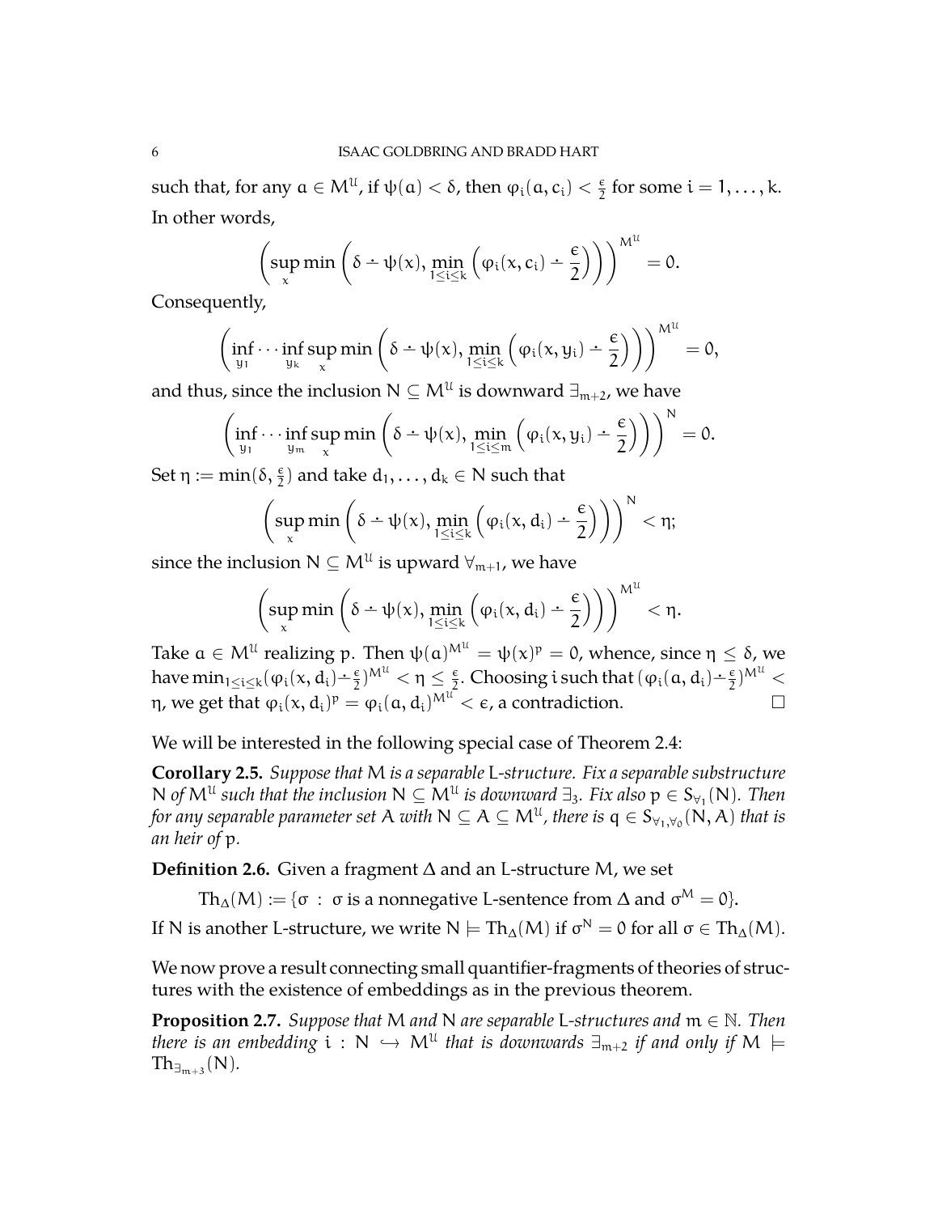such that, for any $a \in M^{\mathcal{U}}$, if $\psi(a) < \delta$, then $\varphi_i(a, c_i) < \frac{\epsilon}{2}$ for some $i = 1, \ldots, k$. In other words,

$$\left(\sup_x \min\left(\delta \dot{-} \psi(x), \min_{1 \leq i \leq k}\left(\varphi_i(x, c_i) \dot{-} \frac{\epsilon}{2}\right)\right)\right)^{M^{\mathcal{U}}} = 0.$$

Consequently,

$$\left(\inf_{y_1} \cdots \inf_{y_k} \sup_x \min\left(\delta \dot{-} \psi(x), \min_{1 \leq i \leq k}\left(\varphi_i(x, y_i) \dot{-} \frac{\epsilon}{2}\right)\right)\right)^{M^{\mathcal{U}}} = 0,$$

and thus, since the inclusion $N \subseteq M^{\mathcal{U}}$ is downward $\exists_{m+2}$, we have

$$\left(\inf_{y_1} \cdots \inf_{y_m} \sup_x \min\left(\delta \dot{-} \psi(x), \min_{1 \leq i \leq m}\left(\varphi_i(x, y_i) \dot{-} \frac{\epsilon}{2}\right)\right)\right)^{N} = 0.$$

Set $\eta := \min(\delta, \frac{\epsilon}{2})$ and take $d_1, \ldots, d_k \in N$ such that

$$\left(\sup_x \min\left(\delta \dot{-} \psi(x), \min_{1 \leq i \leq k}\left(\varphi_i(x, d_i) \dot{-} \frac{\epsilon}{2}\right)\right)\right)^{N} < \eta;$$

since the inclusion $N \subseteq M^{\mathcal{U}}$ is upward $\forall_{m+1}$, we have

$$\left(\sup_x \min\left(\delta \dot{-} \psi(x), \min_{1 \leq i \leq k}\left(\varphi_i(x, d_i) \dot{-} \frac{\epsilon}{2}\right)\right)\right)^{M^{\mathcal{U}}} < \eta.$$

Take $a \in M^{\mathcal{U}}$ realizing $p$. Then $\psi(a)^{M^{\mathcal{U}}} = \psi(x)^p = 0$, whence, since $\eta \leq \delta$, we have $\min_{1 \leq i \leq k}(\varphi_i(x, d_i) \dot{-} \frac{\epsilon}{2})^{M^{\mathcal{U}}} < \eta \leq \frac{\epsilon}{2}$. Choosing $i$ such that $(\varphi_i(a, d_i) \dot{-} \frac{\epsilon}{2})^{M^{\mathcal{U}}} < \eta$, we get that $\varphi_i(x, d_i)^p = \varphi_i(a, d_i)^{M^{\mathcal{U}}} < \epsilon$, a contradiction. □

We will be interested in the following special case of Theorem 2.4:

**Corollary 2.5.** *Suppose that $M$ is a separable $L$-structure. Fix a separable substructure $N$ of $M^{\mathcal{U}}$ such that the inclusion $N \subseteq M^{\mathcal{U}}$ is downward $\exists_3$. Fix also $p \in S_{\forall_1}(N)$. Then for any separable parameter set $A$ with $N \subseteq A \subseteq M^{\mathcal{U}}$, there is $q \in S_{\forall_1, \forall_0}(N, A)$ that is an heir of $p$.*

**Definition 2.6.** Given a fragment $\Delta$ and an $L$-structure $M$, we set

$$\mathrm{Th}_\Delta(M) := \{\sigma \ : \ \sigma \text{ is a nonnegative } L\text{-sentence from } \Delta \text{ and } \sigma^M = 0\}.$$

If $N$ is another $L$-structure, we write $N \models \mathrm{Th}_\Delta(M)$ if $\sigma^N = 0$ for all $\sigma \in \mathrm{Th}_\Delta(M)$.

We now prove a result connecting small quantifier-fragments of theories of structures with the existence of embeddings as in the previous theorem.

**Proposition 2.7.** *Suppose that $M$ and $N$ are separable $L$-structures and $m \in \mathbb{N}$. Then there is an embedding $i : N \hookrightarrow M^{\mathcal{U}}$ that is downwards $\exists_{m+2}$ if and only if $M \models \mathrm{Th}_{\exists_{m+3}}(N)$.*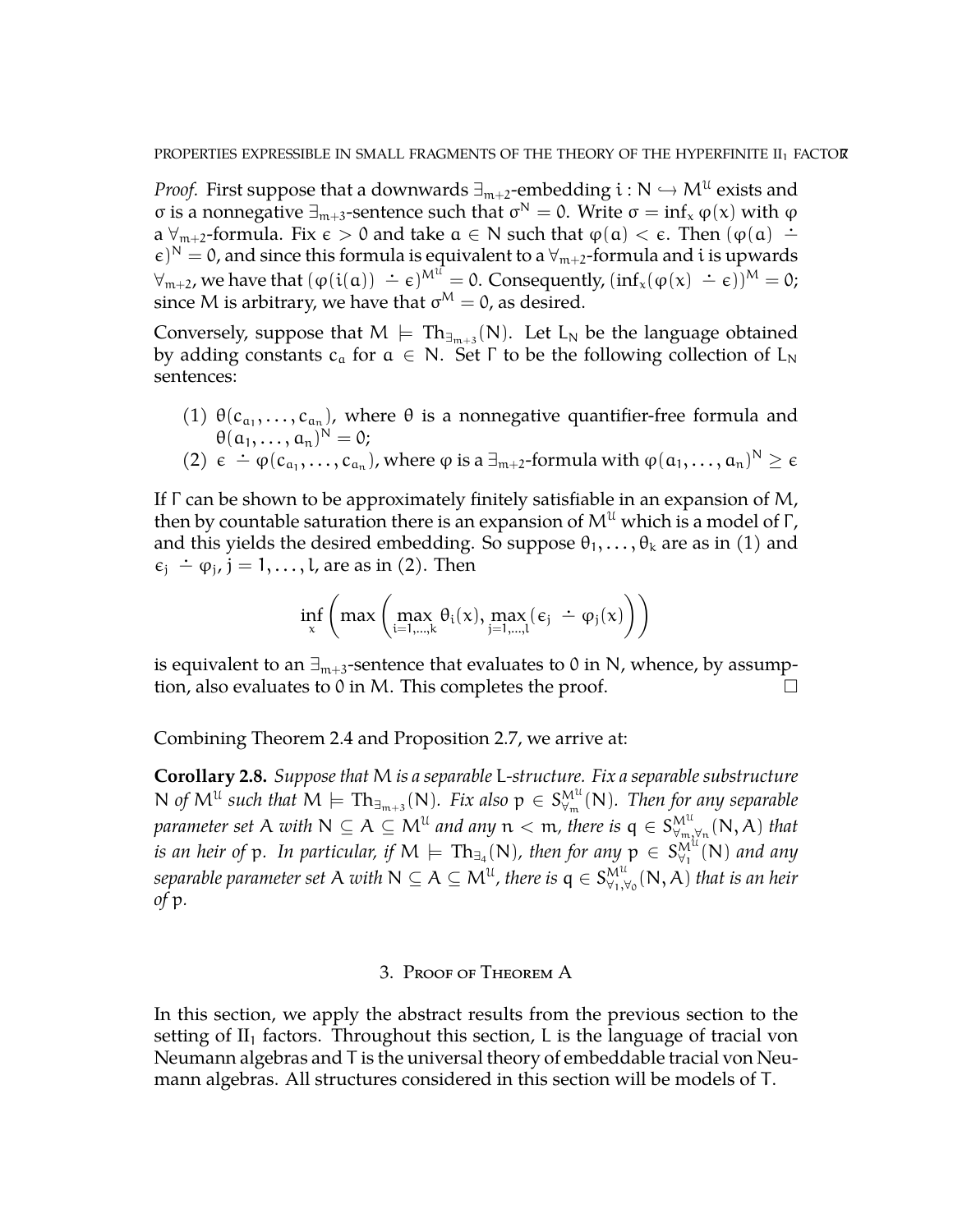*Proof.* First suppose that a downwards $\exists_{m+2}$-embedding $i : N \hookrightarrow M^{\mathcal{U}}$ exists and $\sigma$ is a nonnegative $\exists_{m+3}$-sentence such that $\sigma^N = 0$. Write $\sigma = \inf_x \varphi(x)$ with $\varphi$ a $\forall_{m+2}$-formula. Fix $\epsilon > 0$ and take $a \in N$ such that $\varphi(a) < \epsilon$. Then $(\varphi(a) \dot{-} \epsilon)^N = 0$, and since this formula is equivalent to a $\forall_{m+2}$-formula and $i$ is upwards $\forall_{m+2}$, we have that $(\varphi(i(a)) \dot{-} \epsilon)^{M^{\mathcal{U}}} = 0$. Consequently, $(\inf_x(\varphi(x) \dot{-} \epsilon))^M = 0$; since $M$ is arbitrary, we have that $\sigma^M = 0$, as desired.

Conversely, suppose that $M \models \mathrm{Th}_{\exists_{m+3}}(N)$. Let $L_N$ be the language obtained by adding constants $c_a$ for $a \in N$. Set $\Gamma$ to be the following collection of $L_N$ sentences:

(1) $\theta(c_{a_1}, \ldots, c_{a_n})$, where $\theta$ is a nonnegative quantifier-free formula and $\theta(a_1, \ldots, a_n)^N = 0$;
(2) $\epsilon \dot{-} \varphi(c_{a_1}, \ldots, c_{a_n})$, where $\varphi$ is a $\exists_{m+2}$-formula with $\varphi(a_1, \ldots, a_n)^N \geq \epsilon$

If $\Gamma$ can be shown to be approximately finitely satisfiable in an expansion of $M$, then by countable saturation there is an expansion of $M^{\mathcal{U}}$ which is a model of $\Gamma$, and this yields the desired embedding. So suppose $\theta_1, \ldots, \theta_k$ are as in (1) and $\epsilon_j \dot{-} \varphi_j$, $j = 1, \ldots, l$, are as in (2). Then

$$\inf_x \left( \max \left( \max_{i=1,\ldots,k} \theta_i(x), \max_{j=1,\ldots,l} (\epsilon_j \dot{-} \varphi_j(x)) \right) \right)$$

is equivalent to an $\exists_{m+3}$-sentence that evaluates to $0$ in $N$, whence, by assumption, also evaluates to $0$ in $M$. This completes the proof. □

Combining Theorem 2.4 and Proposition 2.7, we arrive at:

**Corollary 2.8.** *Suppose that $M$ is a separable $L$-structure. Fix a separable substructure $N$ of $M^{\mathcal{U}}$ such that $M \models \mathrm{Th}_{\exists_{m+3}}(N)$. Fix also $p \in S^{M^{\mathcal{U}}}_{\forall_m}(N)$. Then for any separable parameter set $A$ with $N \subseteq A \subseteq M^{\mathcal{U}}$ and any $n < m$, there is $q \in S^{M^{\mathcal{U}}}_{\forall_m, \forall_n}(N, A)$ that is an heir of $p$. In particular, if $M \models \mathrm{Th}_{\exists_4}(N)$, then for any $p \in S^{M^{\mathcal{U}}}_{\forall_1}(N)$ and any separable parameter set $A$ with $N \subseteq A \subseteq M^{\mathcal{U}}$, there is $q \in S^{M^{\mathcal{U}}}_{\forall_1, \forall_0}(N, A)$ that is an heir of $p$.*

## 3. Proof of Theorem A

In this section, we apply the abstract results from the previous section to the setting of $\mathrm{II}_1$ factors. Throughout this section, $L$ is the language of tracial von Neumann algebras and $T$ is the universal theory of embeddable tracial von Neumann algebras. All structures considered in this section will be models of $T$.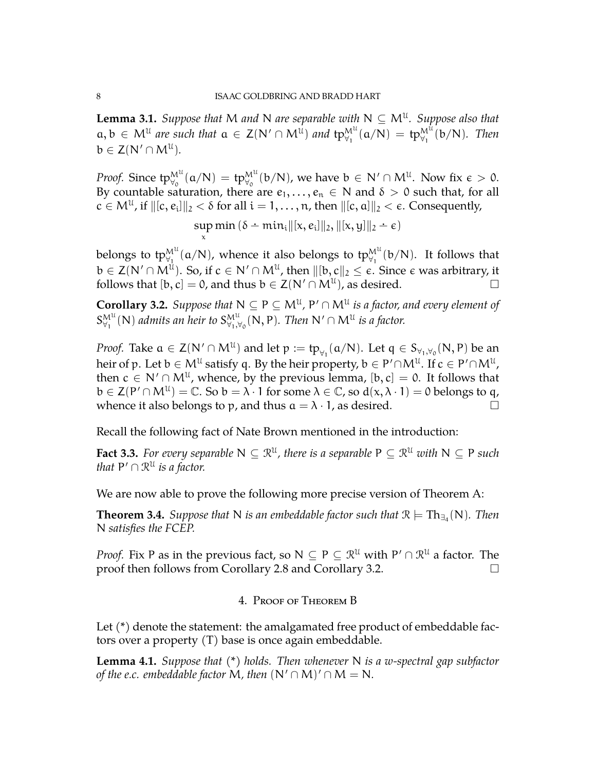**Lemma 3.1.** *Suppose that* $M$ *and* $N$ *are separable with* $N \subseteq M^{\mathcal{U}}$*. Suppose also that* $a, b \in M^{\mathcal{U}}$ *are such that* $a \in Z(N' \cap M^{\mathcal{U}})$ *and* $\mathrm{tp}^{M^{\mathcal{U}}}_{\forall_1}(a/N) = \mathrm{tp}^{M^{\mathcal{U}}}_{\forall_1}(b/N)$*. Then* $b \in Z(N' \cap M^{\mathcal{U}})$*.*

*Proof.* Since $\mathrm{tp}^{M^{\mathcal{U}}}_{\forall_0}(a/N) = \mathrm{tp}^{M^{\mathcal{U}}}_{\forall_0}(b/N)$, we have $b \in N' \cap M^{\mathcal{U}}$. Now fix $\epsilon > 0$. By countable saturation, there are $e_1, \ldots, e_n \in N$ and $\delta > 0$ such that, for all $c \in M^{\mathcal{U}}$, if $\|[c, e_i]\|_2 < \delta$ for all $i = 1, \ldots, n$, then $\|[c, a]\|_2 < \epsilon$. Consequently,

$$\sup_x \min\left(\delta \dot{-} \min_i \|[x, e_i]\|_2, \|[x, y]\|_2 \dot{-} \epsilon\right)$$

belongs to $\mathrm{tp}^{M^{\mathcal{U}}}_{\forall_1}(a/N)$, whence it also belongs to $\mathrm{tp}^{M^{\mathcal{U}}}_{\forall_1}(b/N)$. It follows that $b \in Z(N' \cap M^{\mathcal{U}})$. So, if $c \in N' \cap M^{\mathcal{U}}$, then $\|[b, c]\|_2 \leq \epsilon$. Since $\epsilon$ was arbitrary, it follows that $[b, c] = 0$, and thus $b \in Z(N' \cap M^{\mathcal{U}})$, as desired. □

**Corollary 3.2.** *Suppose that* $N \subseteq P \subseteq M^{\mathcal{U}}$*,* $P' \cap M^{\mathcal{U}}$ *is a factor, and every element of* $S^{M^{\mathcal{U}}}_{\forall_1}(N)$ *admits an heir to* $S^{M^{\mathcal{U}}}_{\forall_1, \forall_0}(N, P)$*. Then* $N' \cap M^{\mathcal{U}}$ *is a factor.*

*Proof.* Take $a \in Z(N' \cap M^{\mathcal{U}})$ and let $p := \mathrm{tp}_{\forall_1}(a/N)$. Let $q \in S_{\forall_1, \forall_0}(N, P)$ be an heir of $p$. Let $b \in M^{\mathcal{U}}$ satisfy $q$. By the heir property, $b \in P' \cap M^{\mathcal{U}}$. If $c \in P' \cap M^{\mathcal{U}}$, then $c \in N' \cap M^{\mathcal{U}}$, whence, by the previous lemma, $[b, c] = 0$. It follows that $b \in Z(P' \cap M^{\mathcal{U}}) = \mathbb{C}$. So $b = \lambda \cdot 1$ for some $\lambda \in \mathbb{C}$, so $d(x, \lambda \cdot 1) = 0$ belongs to $q$, whence it also belongs to $p$, and thus $a = \lambda \cdot 1$, as desired. □

Recall the following fact of Nate Brown mentioned in the introduction:

**Fact 3.3.** *For every separable* $N \subseteq \mathcal{R}^{\mathcal{U}}$*, there is a separable* $P \subseteq \mathcal{R}^{\mathcal{U}}$ *with* $N \subseteq P$ *such that* $P' \cap \mathcal{R}^{\mathcal{U}}$ *is a factor.*

We are now able to prove the following more precise version of Theorem A:

**Theorem 3.4.** *Suppose that* $N$ *is an embeddable factor such that* $\mathcal{R} \models \mathrm{Th}_{\exists_4}(N)$*. Then* $N$ *satisfies the FCEP.*

*Proof.* Fix $P$ as in the previous fact, so $N \subseteq P \subseteq \mathcal{R}^{\mathcal{U}}$ with $P' \cap \mathcal{R}^{\mathcal{U}}$ a factor. The proof then follows from Corollary 2.8 and Corollary 3.2. □

## 4. Proof of Theorem B

Let (*) denote the statement: the amalgamated free product of embeddable factors over a property (T) base is once again embeddable.

**Lemma 4.1.** *Suppose that* (*) *holds. Then whenever* $N$ *is a w-spectral gap subfactor of the e.c. embeddable factor* $M$*, then* $(N' \cap M)' \cap M = N$*.*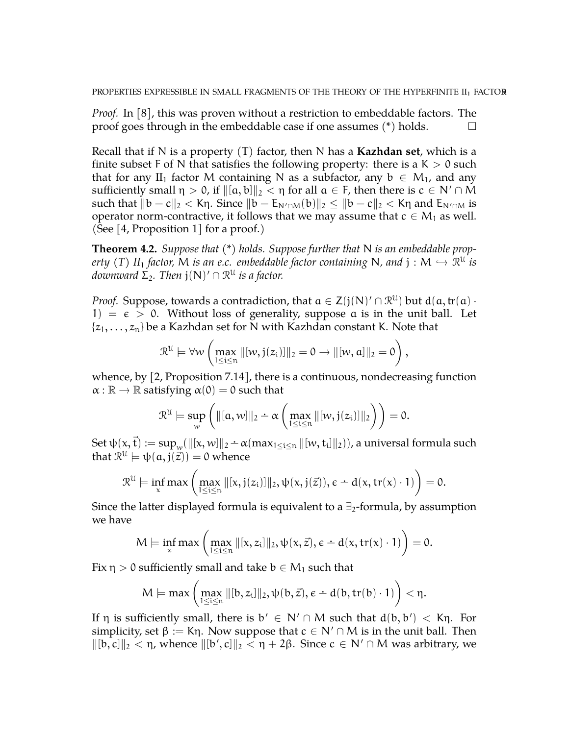*Proof.* In [8], this was proven without a restriction to embeddable factors. The proof goes through in the embeddable case if one assumes (*) holds. $\square$

Recall that if $N$ is a property (T) factor, then $N$ has a **Kazhdan set**, which is a finite subset $F$ of $N$ that satisfies the following property: there is a $K > 0$ such that for any $\mathrm{II}_1$ factor $M$ containing $N$ as a subfactor, any $b \in M_1$, and any sufficiently small $\eta > 0$, if $\|[a, b]\|_2 < \eta$ for all $a \in F$, then there is $c \in N' \cap M$ such that $\|b - c\|_2 < K\eta$. Since $\|b - E_{N'\cap M}(b)\|_2 \leq \|b - c\|_2 < K\eta$ and $E_{N'\cap M}$ is operator norm-contractive, it follows that we may assume that $c \in M_1$ as well. (See [4, Proposition 1] for a proof.)

**Theorem 4.2.** *Suppose that (*) holds. Suppose further that $N$ is an embeddable property (T) $\mathrm{II}_1$ factor, $M$ is an e.c. embeddable factor containing $N$, and $j : M \hookrightarrow \mathcal{R}^{\mathcal{U}}$ is downward $\Sigma_2$. Then $j(N)' \cap \mathcal{R}^{\mathcal{U}}$ is a factor.*

*Proof.* Suppose, towards a contradiction, that $a \in Z(j(N)' \cap \mathcal{R}^{\mathcal{U}})$ but $d(a, \mathrm{tr}(a) \cdot 1) = \epsilon > 0$. Without loss of generality, suppose $a$ is in the unit ball. Let $\{z_1, \ldots, z_n\}$ be a Kazhdan set for $N$ with Kazhdan constant $K$. Note that

$$\mathcal{R}^{\mathcal{U}} \models \forall w \left( \max_{1 \leq i \leq n} \|[w, j(z_i)]\|_2 = 0 \rightarrow \|[w, a]\|_2 = 0 \right),$$

whence, by [2, Proposition 7.14], there is a continuous, nondecreasing function $\alpha : \mathbb{R} \to \mathbb{R}$ satisfying $\alpha(0) = 0$ such that

$$\mathcal{R}^{\mathcal{U}} \models \sup_w \left( \|[a, w]\|_2 \dot{-} \alpha \left( \max_{1 \leq i \leq n} \|[w, j(z_i)]\|_2 \right) \right) = 0.$$

Set $\psi(x, \vec{t}) := \sup_w (\|[x, w]\|_2 \dot{-} \alpha(\max_{1 \leq i \leq n} \|[w, t_i]\|_2))$, a universal formula such that $\mathcal{R}^{\mathcal{U}} \models \psi(a, j(\vec{z})) = 0$ whence

$$\mathcal{R}^{\mathcal{U}} \models \inf_x \max \left( \max_{1 \leq i \leq n} \|[x, j(z_i)]\|_2, \psi(x, j(\vec{z})), \epsilon \dot{-} d(x, \mathrm{tr}(x) \cdot 1) \right) = 0.$$

Since the latter displayed formula is equivalent to a $\exists_2$-formula, by assumption we have

$$M \models \inf_x \max \left( \max_{1 \leq i \leq n} \|[x, z_i]\|_2, \psi(x, \vec{z}), \epsilon \dot{-} d(x, \mathrm{tr}(x) \cdot 1) \right) = 0.$$

Fix $\eta > 0$ sufficiently small and take $b \in M_1$ such that

$$M \models \max \left( \max_{1 \leq i \leq n} \|[b, z_i]\|_2, \psi(b, \vec{z}), \epsilon \dot{-} d(b, \mathrm{tr}(b) \cdot 1) \right) < \eta.$$

If $\eta$ is sufficiently small, there is $b' \in N' \cap M$ such that $d(b, b') < K\eta$. For simplicity, set $\beta := K\eta$. Now suppose that $c \in N' \cap M$ is in the unit ball. Then $\|[b, c]\|_2 < \eta$, whence $\|[b', c]\|_2 < \eta + 2\beta$. Since $c \in N' \cap M$ was arbitrary, we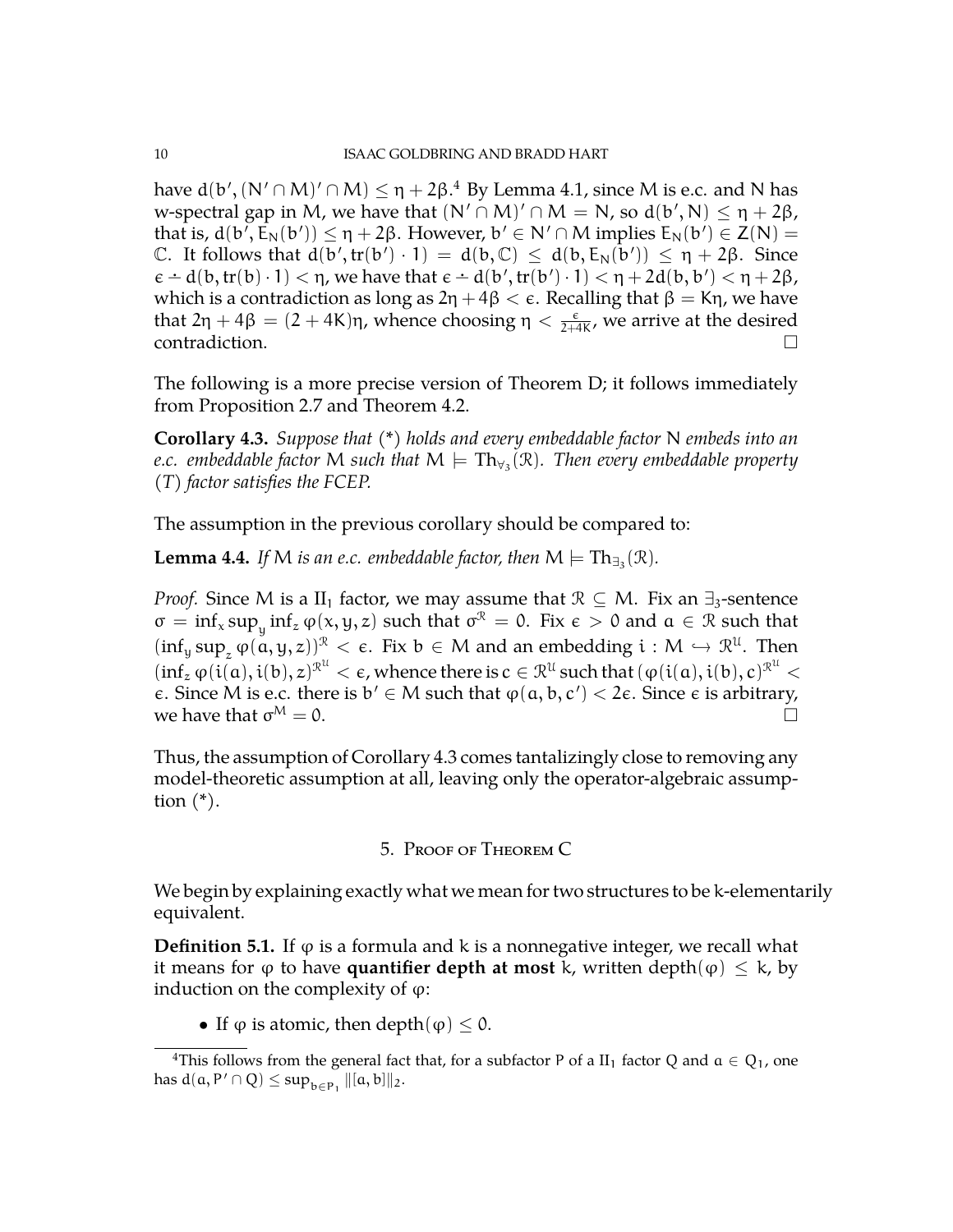have $d(b', (N' \cap M)' \cap M) \leq \eta + 2\beta$.[4] By Lemma 4.1, since M is e.c. and N has w-spectral gap in M, we have that $(N' \cap M)' \cap M = N$, so $d(b', N) \leq \eta + 2\beta$, that is, $d(b', E_N(b')) \leq \eta + 2\beta$. However, $b' \in N' \cap M$ implies $E_N(b') \in Z(N) = \mathbb{C}$. It follows that $d(b', tr(b') \cdot 1) = d(b, \mathbb{C}) \leq d(b, E_N(b')) \leq \eta + 2\beta$. Since $\epsilon \dot{-} d(b, tr(b) \cdot 1) < \eta$, we have that $\epsilon \dot{-} d(b', tr(b') \cdot 1) < \eta + 2d(b, b') < \eta + 2\beta$, which is a contradiction as long as $2\eta + 4\beta < \epsilon$. Recalling that $\beta = K\eta$, we have that $2\eta + 4\beta = (2 + 4K)\eta$, whence choosing $\eta < \frac{\epsilon}{2+4K}$, we arrive at the desired contradiction. □

The following is a more precise version of Theorem D; it follows immediately from Proposition 2.7 and Theorem 4.2.

**Corollary 4.3.** *Suppose that (\*) holds and every embeddable factor N embeds into an e.c. embeddable factor M such that $M \models \mathrm{Th}_{\forall_3}(\mathcal{R})$. Then every embeddable property (T) factor satisfies the FCEP.*

The assumption in the previous corollary should be compared to:

**Lemma 4.4.** *If M is an e.c. embeddable factor, then $M \models \mathrm{Th}_{\exists_3}(\mathcal{R})$.*

*Proof.* Since M is a $\mathrm{II}_1$ factor, we may assume that $\mathcal{R} \subseteq M$. Fix an $\exists_3$-sentence $\sigma = \inf_x \sup_y \inf_z \varphi(x, y, z)$ such that $\sigma^{\mathcal{R}} = 0$. Fix $\epsilon > 0$ and $a \in \mathcal{R}$ such that $(\inf_y \sup_z \varphi(a, y, z))^{\mathcal{R}} < \epsilon$. Fix $b \in M$ and an embedding $i : M \hookrightarrow \mathcal{R}^{\mathcal{U}}$. Then $(\inf_z \varphi(i(a), i(b), z)^{\mathcal{R}^{\mathcal{U}}} < \epsilon$, whence there is $c \in \mathcal{R}^{\mathcal{U}}$ such that $(\varphi(i(a), i(b), c)^{\mathcal{R}^{\mathcal{U}}} < \epsilon$. Since M is e.c. there is $b' \in M$ such that $\varphi(a, b, c') < 2\epsilon$. Since $\epsilon$ is arbitrary, we have that $\sigma^M = 0$. □

Thus, the assumption of Corollary 4.3 comes tantalizingly close to removing any model-theoretic assumption at all, leaving only the operator-algebraic assumption (\*).

## 5. Proof of Theorem C

We begin by explaining exactly what we mean for two structures to be k-elementarily equivalent.

**Definition 5.1.** If $\varphi$ is a formula and k is a nonnegative integer, we recall what it means for $\varphi$ to have **quantifier depth at most** k, written $\mathrm{depth}(\varphi) \leq k$, by induction on the complexity of $\varphi$:

- If $\varphi$ is atomic, then $\mathrm{depth}(\varphi) \leq 0$.

[4]This follows from the general fact that, for a subfactor P of a $\mathrm{II}_1$ factor Q and $a \in Q_1$, one has $d(a, P' \cap Q) \leq \sup_{b \in P_1} \|[a, b]\|_2$.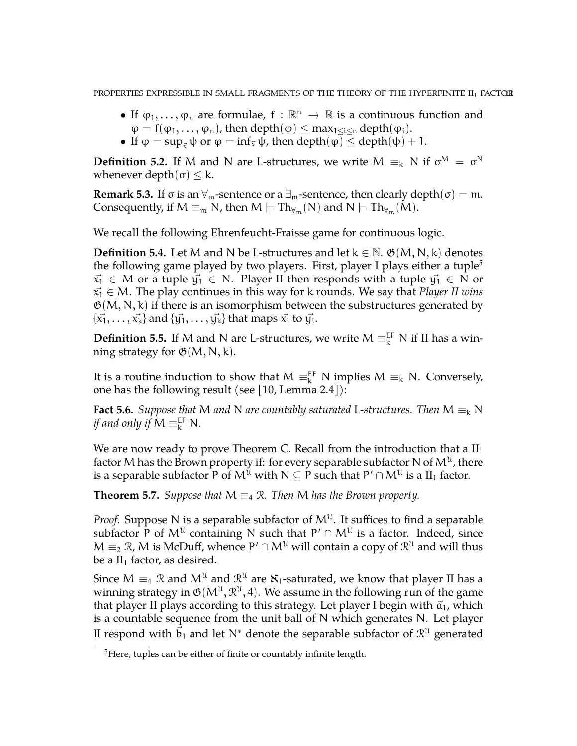- If $\varphi_1, \ldots, \varphi_n$ are formulae, $f : \mathbb{R}^n \to \mathbb{R}$ is a continuous function and $\varphi = f(\varphi_1, \ldots, \varphi_n)$, then $\mathrm{depth}(\varphi) \leq \max_{1 \leq i \leq n} \mathrm{depth}(\varphi_i)$.
- If $\varphi = \sup_{\vec{x}} \psi$ or $\varphi = \inf_{\vec{x}} \psi$, then $\mathrm{depth}(\varphi) \leq \mathrm{depth}(\psi) + 1$.

**Definition 5.2.** If $M$ and $N$ are $L$-structures, we write $M \equiv_k N$ if $\sigma^M = \sigma^N$ whenever $\mathrm{depth}(\sigma) \leq k$.

**Remark 5.3.** If $\sigma$ is an $\forall_m$-sentence or a $\exists_m$-sentence, then clearly $\mathrm{depth}(\sigma) = m$. Consequently, if $M \equiv_m N$, then $M \models \mathrm{Th}_{\forall_m}(N)$ and $N \models \mathrm{Th}_{\forall_m}(M)$.

We recall the following Ehrenfeucht-Fraisse game for continuous logic.

**Definition 5.4.** Let $M$ and $N$ be $L$-structures and let $k \in \mathbb{N}$. $\mathfrak{G}(M, N, k)$ denotes the following game played by two players. First, player I plays either a tuple[5] $\vec{x_1} \in M$ or a tuple $\vec{y_1} \in N$. Player II then responds with a tuple $\vec{y_1} \in N$ or $\vec{x_1} \in M$. The play continues in this way for $k$ rounds. We say that *Player II wins* $\mathfrak{G}(M, N, k)$ if there is an isomorphism between the substructures generated by $\{\vec{x_1}, \ldots, \vec{x_k}\}$ and $\{\vec{y_1}, \ldots, \vec{y_k}\}$ that maps $\vec{x_i}$ to $\vec{y_i}$.

**Definition 5.5.** If $M$ and $N$ are $L$-structures, we write $M \equiv_k^{\mathrm{EF}} N$ if II has a winning strategy for $\mathfrak{G}(M, N, k)$.

It is a routine induction to show that $M \equiv_k^{\mathrm{EF}} N$ implies $M \equiv_k N$. Conversely, one has the following result (see [10, Lemma 2.4]):

**Fact 5.6.** *Suppose that $M$ and $N$ are countably saturated $L$-structures. Then $M \equiv_k N$ if and only if $M \equiv_k^{\mathrm{EF}} N$.*

We are now ready to prove Theorem C. Recall from the introduction that a $\mathrm{II}_1$ factor $M$ has the Brown property if: for every separable subfactor $N$ of $M^{\mathcal{U}}$, there is a separable subfactor $P$ of $M^{\mathcal{U}}$ with $N \subseteq P$ such that $P' \cap M^{\mathcal{U}}$ is a $\mathrm{II}_1$ factor.

**Theorem 5.7.** *Suppose that $M \equiv_4 \mathcal{R}$. Then $M$ has the Brown property.*

*Proof.* Suppose $N$ is a separable subfactor of $M^{\mathcal{U}}$. It suffices to find a separable subfactor $P$ of $M^{\mathcal{U}}$ containing $N$ such that $P' \cap M^{\mathcal{U}}$ is a factor. Indeed, since $M \equiv_2 \mathcal{R}$, $M$ is McDuff, whence $P' \cap M^{\mathcal{U}}$ will contain a copy of $\mathcal{R}^{\mathcal{U}}$ and will thus be a $\mathrm{II}_1$ factor, as desired.

Since $M \equiv_4 \mathcal{R}$ and $M^{\mathcal{U}}$ and $\mathcal{R}^{\mathcal{U}}$ are $\aleph_1$-saturated, we know that player II has a winning strategy in $\mathfrak{G}(M^{\mathcal{U}}, \mathcal{R}^{\mathcal{U}}, 4)$. We assume in the following run of the game that player II plays according to this strategy. Let player I begin with $\vec{a}_1$, which is a countable sequence from the unit ball of $N$ which generates $N$. Let player II respond with $\vec{b}_1$ and let $N^*$ denote the separable subfactor of $\mathcal{R}^{\mathcal{U}}$ generated

[5] Here, tuples can be either of finite or countably infinite length.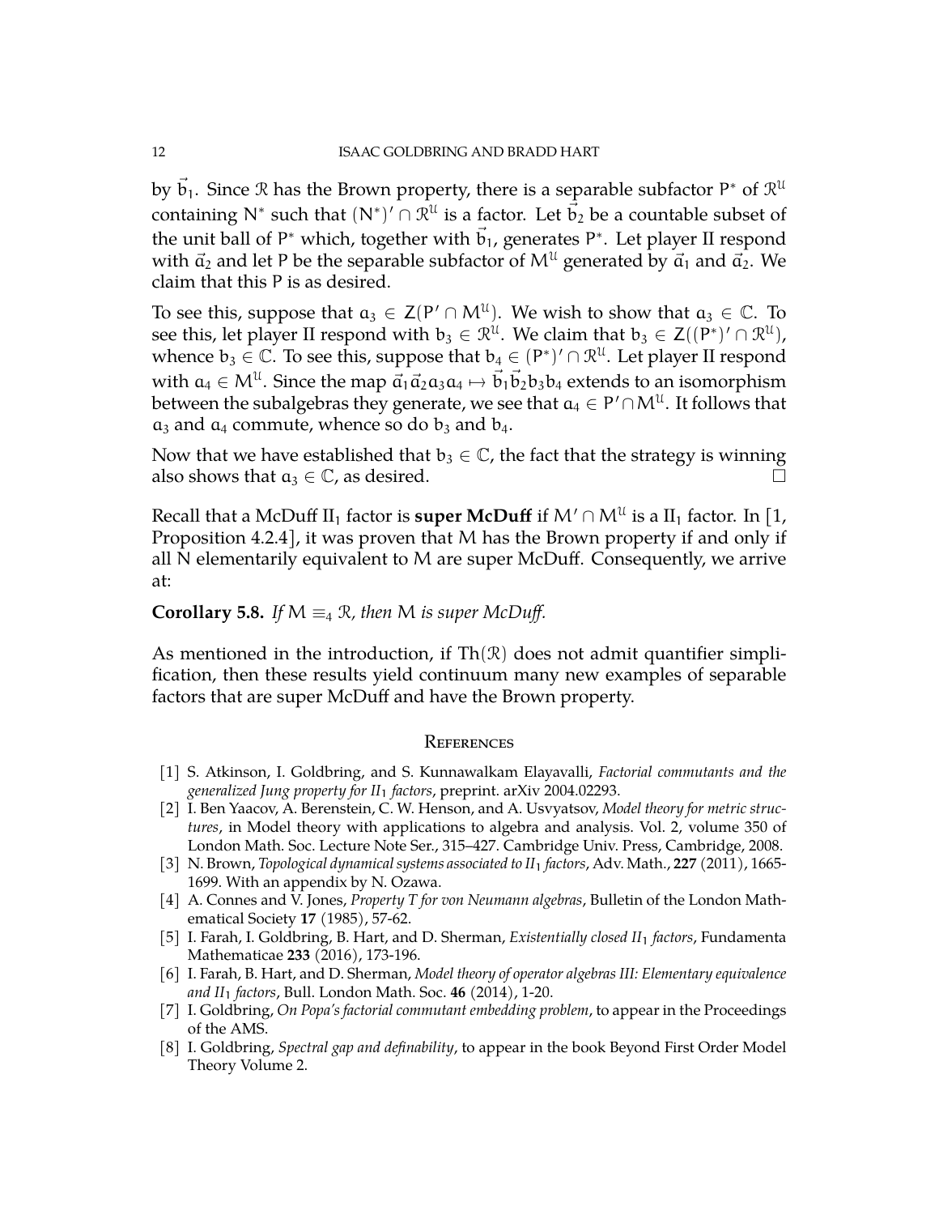by $\vec{b}_1$. Since $\mathcal{R}$ has the Brown property, there is a separable subfactor $P^*$ of $\mathcal{R}^{\mathcal{U}}$ containing $N^*$ such that $(N^*)' \cap \mathcal{R}^{\mathcal{U}}$ is a factor. Let $\vec{b}_2$ be a countable subset of the unit ball of $P^*$ which, together with $\vec{b}_1$, generates $P^*$. Let player II respond with $\vec{a}_2$ and let $P$ be the separable subfactor of $M^{\mathcal{U}}$ generated by $\vec{a}_1$ and $\vec{a}_2$. We claim that this $P$ is as desired.

To see this, suppose that $a_3 \in Z(P' \cap M^{\mathcal{U}})$. We wish to show that $a_3 \in \mathbb{C}$. To see this, let player II respond with $b_3 \in \mathcal{R}^{\mathcal{U}}$. We claim that $b_3 \in Z((P^*)' \cap \mathcal{R}^{\mathcal{U}})$, whence $b_3 \in \mathbb{C}$. To see this, suppose that $b_4 \in (P^*)' \cap \mathcal{R}^{\mathcal{U}}$. Let player II respond with $a_4 \in M^{\mathcal{U}}$. Since the map $\vec{a}_1\vec{a}_2 a_3 a_4 \mapsto \vec{b}_1\vec{b}_2 b_3 b_4$ extends to an isomorphism between the subalgebras they generate, we see that $a_4 \in P' \cap M^{\mathcal{U}}$. It follows that $a_3$ and $a_4$ commute, whence so do $b_3$ and $b_4$.

Now that we have established that $b_3 \in \mathbb{C}$, the fact that the strategy is winning also shows that $a_3 \in \mathbb{C}$, as desired. □

Recall that a McDuff $\mathrm{II}_1$ factor is **super McDuff** if $M' \cap M^{\mathcal{U}}$ is a $\mathrm{II}_1$ factor. In [1, Proposition 4.2.4], it was proven that $M$ has the Brown property if and only if all $N$ elementarily equivalent to $M$ are super McDuff. Consequently, we arrive at:

**Corollary 5.8.** *If $M \equiv_4 \mathcal{R}$, then $M$ is super McDuff.*

As mentioned in the introduction, if $\mathrm{Th}(\mathcal{R})$ does not admit quantifier simplification, then these results yield continuum many new examples of separable factors that are super McDuff and have the Brown property.

## References

[1] S. Atkinson, I. Goldbring, and S. Kunnawalkam Elayavalli, *Factorial commutants and the generalized Jung property for $II_1$ factors*, preprint. arXiv 2004.02293.

[2] I. Ben Yaacov, A. Berenstein, C. W. Henson, and A. Usvyatsov, *Model theory for metric structures*, in Model theory with applications to algebra and analysis. Vol. 2, volume 350 of London Math. Soc. Lecture Note Ser., 315–427. Cambridge Univ. Press, Cambridge, 2008.

[3] N. Brown, *Topological dynamical systems associated to $II_1$ factors*, Adv. Math., **227** (2011), 1665-1699. With an appendix by N. Ozawa.

[4] A. Connes and V. Jones, *Property T for von Neumann algebras*, Bulletin of the London Mathematical Society **17** (1985), 57-62.

[5] I. Farah, I. Goldbring, B. Hart, and D. Sherman, *Existentially closed $II_1$ factors*, Fundamenta Mathematicae **233** (2016), 173-196.

[6] I. Farah, B. Hart, and D. Sherman, *Model theory of operator algebras III: Elementary equivalence and $II_1$ factors*, Bull. London Math. Soc. **46** (2014), 1-20.

[7] I. Goldbring, *On Popa's factorial commutant embedding problem*, to appear in the Proceedings of the AMS.

[8] I. Goldbring, *Spectral gap and definability*, to appear in the book Beyond First Order Model Theory Volume 2.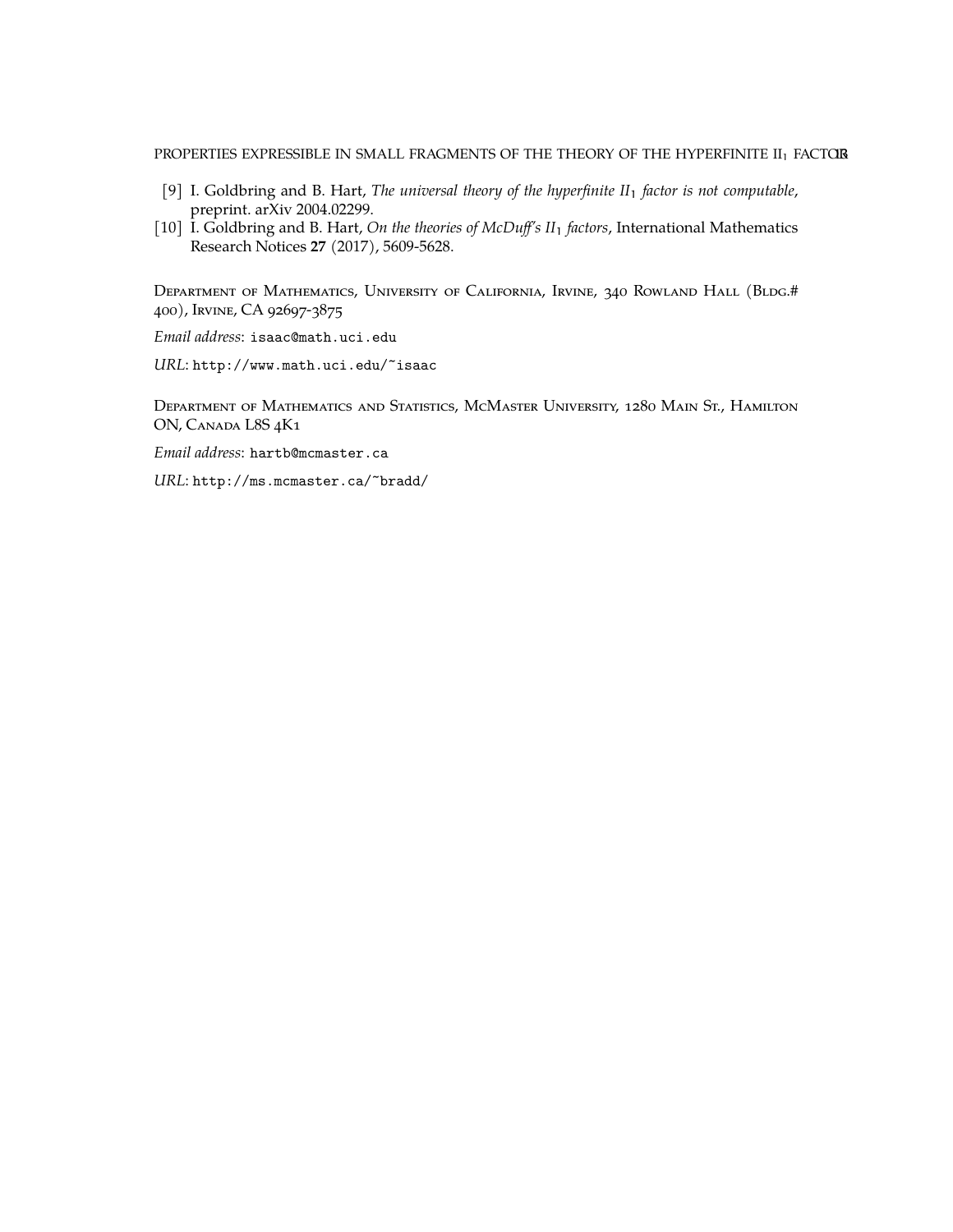[9] I. Goldbring and B. Hart, *The universal theory of the hyperfinite $II_1$ factor is not computable*, preprint. arXiv 2004.02299.

[10] I. Goldbring and B. Hart, *On the theories of McDuff's $II_1$ factors*, International Mathematics Research Notices **27** (2017), 5609-5628.

Department of Mathematics, University of California, Irvine, 340 Rowland Hall (Bldg.# 400), Irvine, CA 92697-3875

*Email address*: isaac@math.uci.edu

*URL*: http://www.math.uci.edu/~isaac

Department of Mathematics and Statistics, McMaster University, 1280 Main St., Hamilton ON, Canada L8S 4K1

*Email address*: hartb@mcmaster.ca

*URL*: http://ms.mcmaster.ca/~bradd/